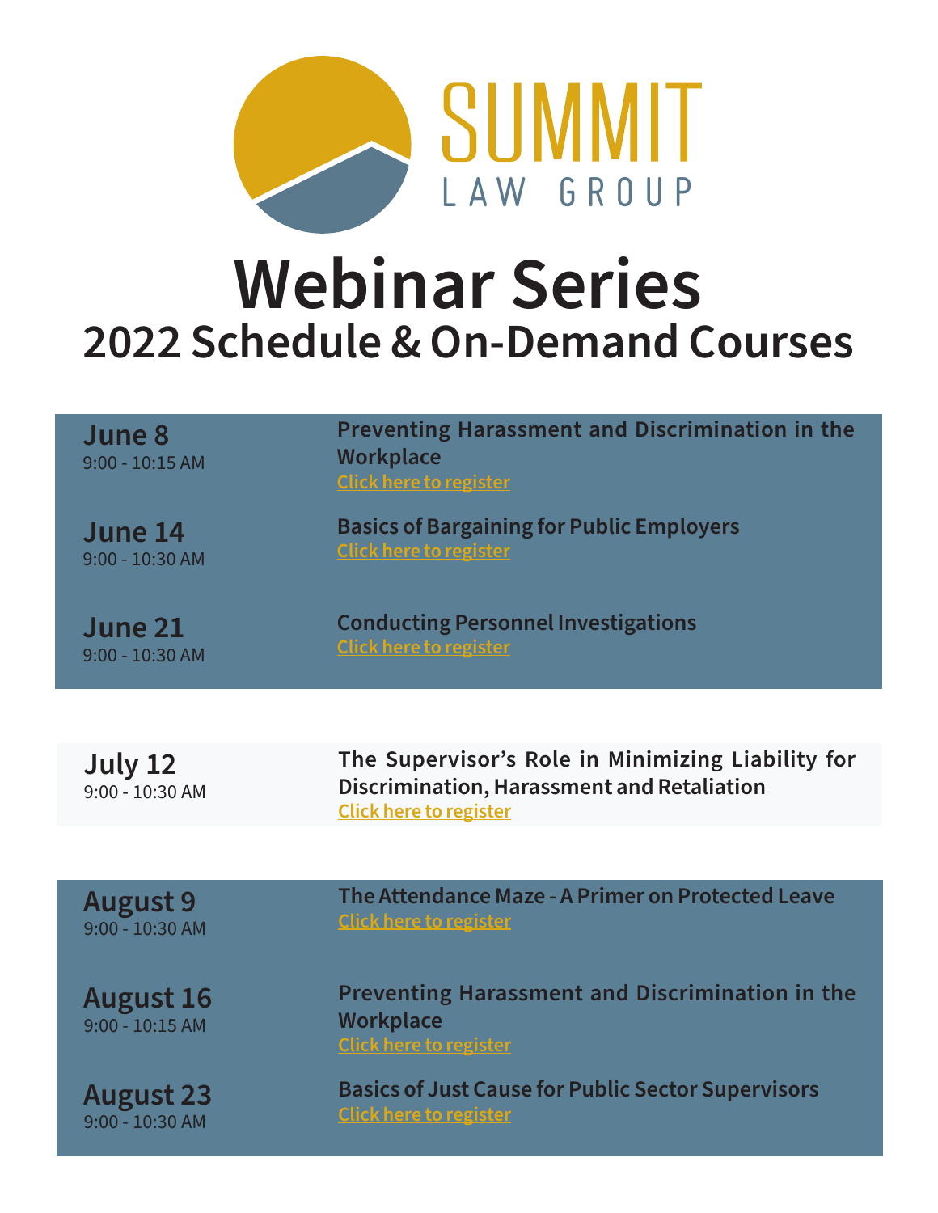SUMMIT
LAW GROUP

# Webinar Series

## 2022 Schedule & On-Demand Courses

**June 8**
9:00 - 10:15 AM

**Preventing Harassment and Discrimination in the Workplace**
Click here to register

**June 14**
9:00 - 10:30 AM

**Basics of Bargaining for Public Employers**
Click here to register

**June 21**
9:00 - 10:30 AM

**Conducting Personnel Investigations**
Click here to register

**July 12**
9:00 - 10:30 AM

**The Supervisor's Role in Minimizing Liability for Discrimination, Harassment and Retaliation**
Click here to register

**August 9**
9:00 - 10:30 AM

**The Attendance Maze - A Primer on Protected Leave**
Click here to register

**August 16**
9:00 - 10:15 AM

**Preventing Harassment and Discrimination in the Workplace**
Click here to register

**August 23**
9:00 - 10:30 AM

**Basics of Just Cause for Public Sector Supervisors**
Click here to register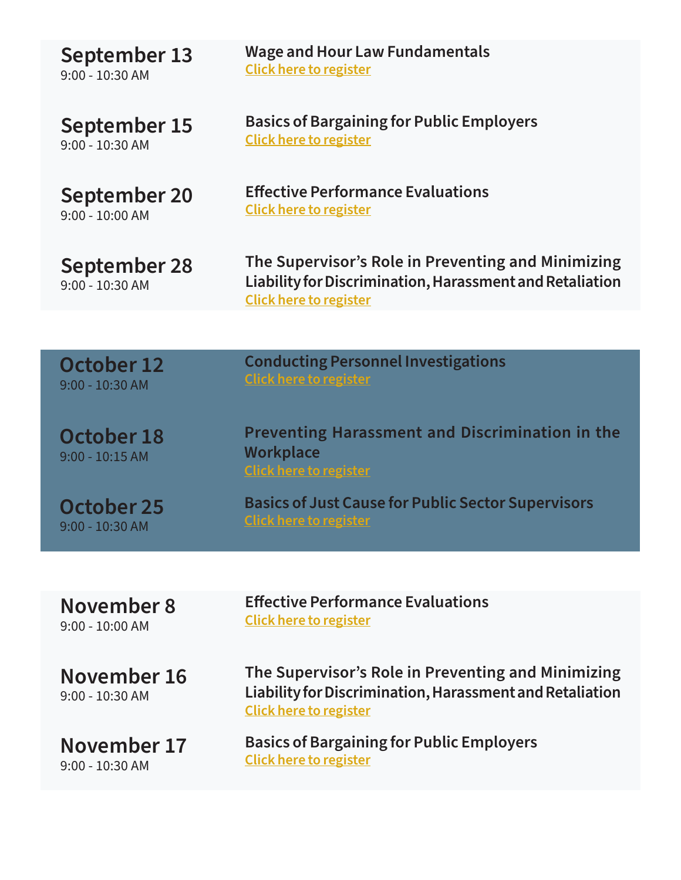**September 13**
9:00 - 10:30 AM

**Wage and Hour Law Fundamentals**
Click here to register

**September 15**
9:00 - 10:30 AM

**Basics of Bargaining for Public Employers**
Click here to register

**September 20**
9:00 - 10:00 AM

**Effective Performance Evaluations**
Click here to register

**September 28**
9:00 - 10:30 AM

**The Supervisor's Role in Preventing and Minimizing Liability for Discrimination, Harassment and Retaliation**
Click here to register

**October 12**
9:00 - 10:30 AM

**Conducting Personnel Investigations**
Click here to register

**October 18**
9:00 - 10:15 AM

**Preventing Harassment and Discrimination in the Workplace**
Click here to register

**October 25**
9:00 - 10:30 AM

**Basics of Just Cause for Public Sector Supervisors**
Click here to register

**November 8**
9:00 - 10:00 AM

**Effective Performance Evaluations**
Click here to register

**November 16**
9:00 - 10:30 AM

**The Supervisor's Role in Preventing and Minimizing Liability for Discrimination, Harassment and Retaliation**
Click here to register

**November 17**
9:00 - 10:30 AM

**Basics of Bargaining for Public Employers**
Click here to register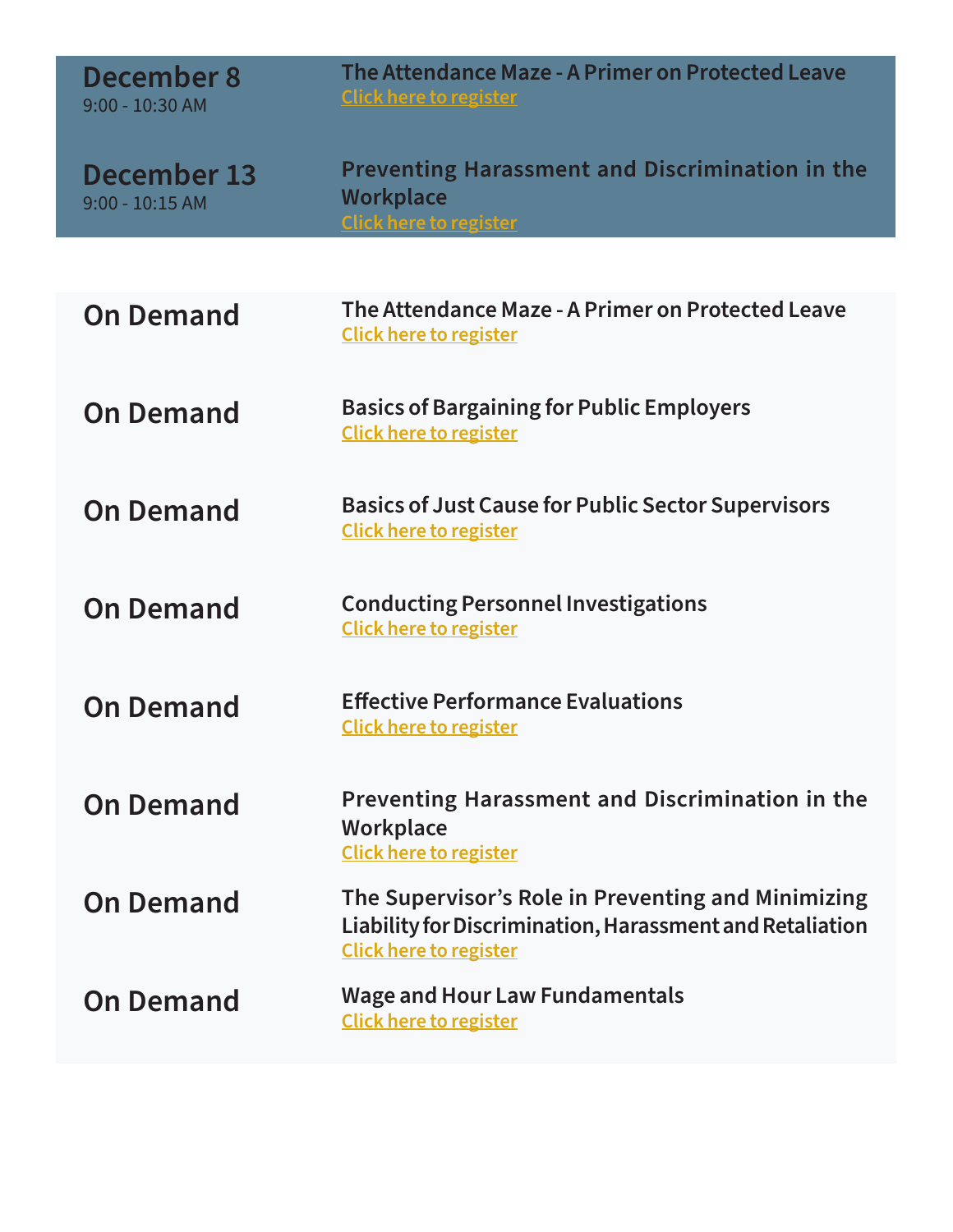| | |
|---|---|
| **December 8**<br>9:00 - 10:30 AM | **The Attendance Maze - A Primer on Protected Leave**<br>Click here to register |
| **December 13**<br>9:00 - 10:15 AM | **Preventing Harassment and Discrimination in the Workplace**<br>Click here to register |

| | |
|---|---|
| **On Demand** | **The Attendance Maze - A Primer on Protected Leave**<br>Click here to register |
| **On Demand** | **Basics of Bargaining for Public Employers**<br>Click here to register |
| **On Demand** | **Basics of Just Cause for Public Sector Supervisors**<br>Click here to register |
| **On Demand** | **Conducting Personnel Investigations**<br>Click here to register |
| **On Demand** | **Effective Performance Evaluations**<br>Click here to register |
| **On Demand** | **Preventing Harassment and Discrimination in the Workplace**<br>Click here to register |
| **On Demand** | **The Supervisor's Role in Preventing and Minimizing Liability for Discrimination, Harassment and Retaliation**<br>Click here to register |
| **On Demand** | **Wage and Hour Law Fundamentals**<br>Click here to register |